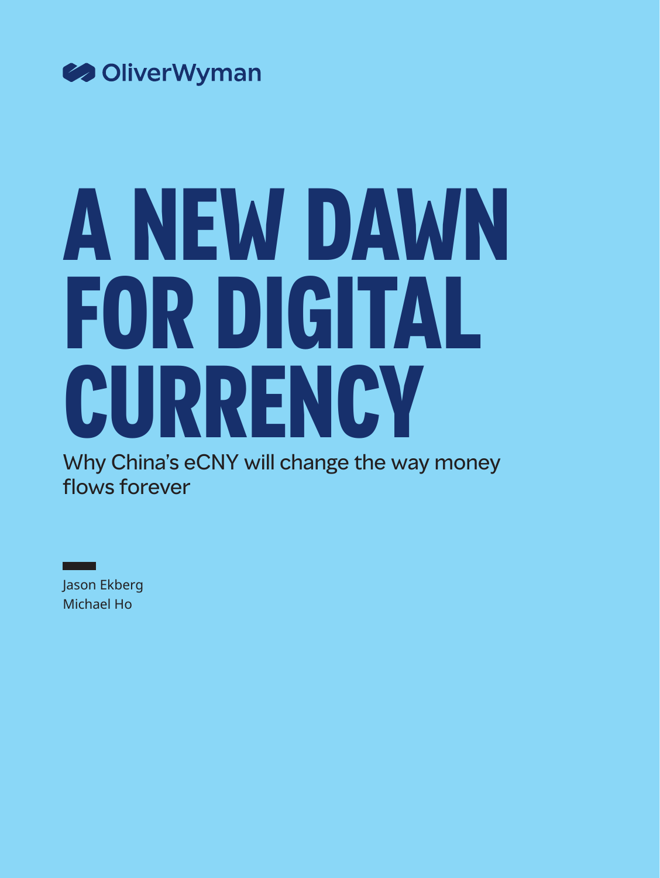OliverWyman

# A NEW DAWN FOR DIGITAL CURRENCY

Why China's eCNY will change the way money flows forever

Jason Ekberg
Michael Ho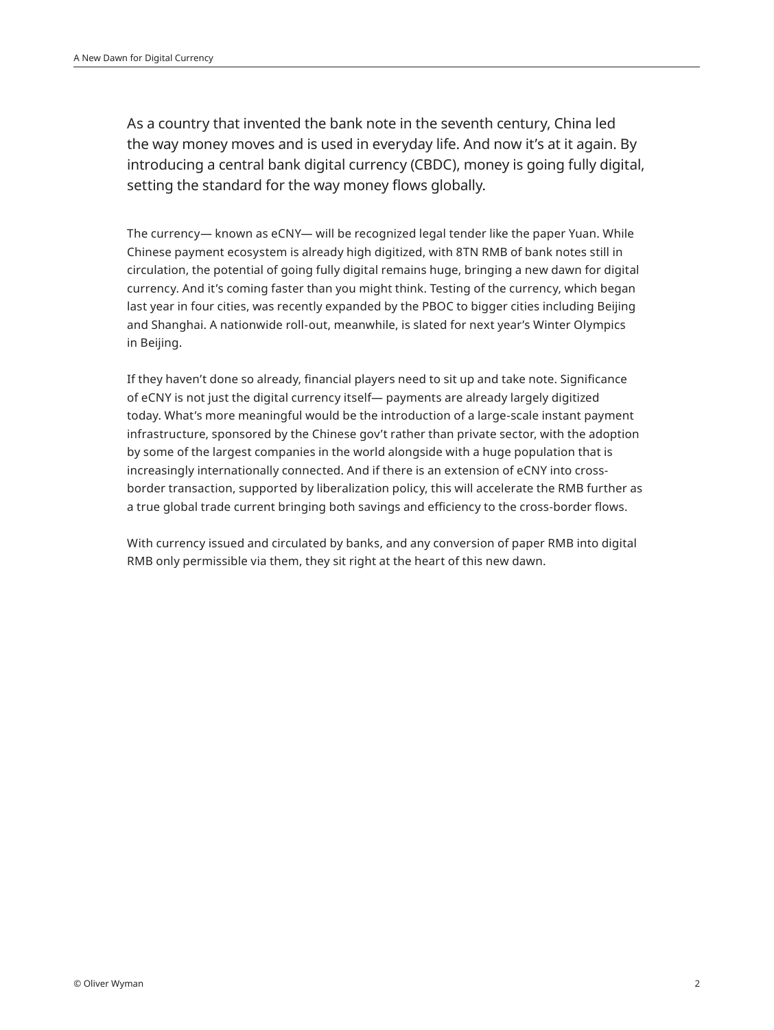As a country that invented the bank note in the seventh century, China led the way money moves and is used in everyday life. And now it's at it again. By introducing a central bank digital currency (CBDC), money is going fully digital, setting the standard for the way money flows globally.

The currency— known as eCNY— will be recognized legal tender like the paper Yuan. While Chinese payment ecosystem is already high digitized, with 8TN RMB of bank notes still in circulation, the potential of going fully digital remains huge, bringing a new dawn for digital currency. And it's coming faster than you might think. Testing of the currency, which began last year in four cities, was recently expanded by the PBOC to bigger cities including Beijing and Shanghai. A nationwide roll-out, meanwhile, is slated for next year's Winter Olympics in Beijing.

If they haven't done so already, financial players need to sit up and take note. Significance of eCNY is not just the digital currency itself— payments are already largely digitized today. What's more meaningful would be the introduction of a large-scale instant payment infrastructure, sponsored by the Chinese gov't rather than private sector, with the adoption by some of the largest companies in the world alongside with a huge population that is increasingly internationally connected. And if there is an extension of eCNY into cross-border transaction, supported by liberalization policy, this will accelerate the RMB further as a true global trade current bringing both savings and efficiency to the cross-border flows.

With currency issued and circulated by banks, and any conversion of paper RMB into digital RMB only permissible via them, they sit right at the heart of this new dawn.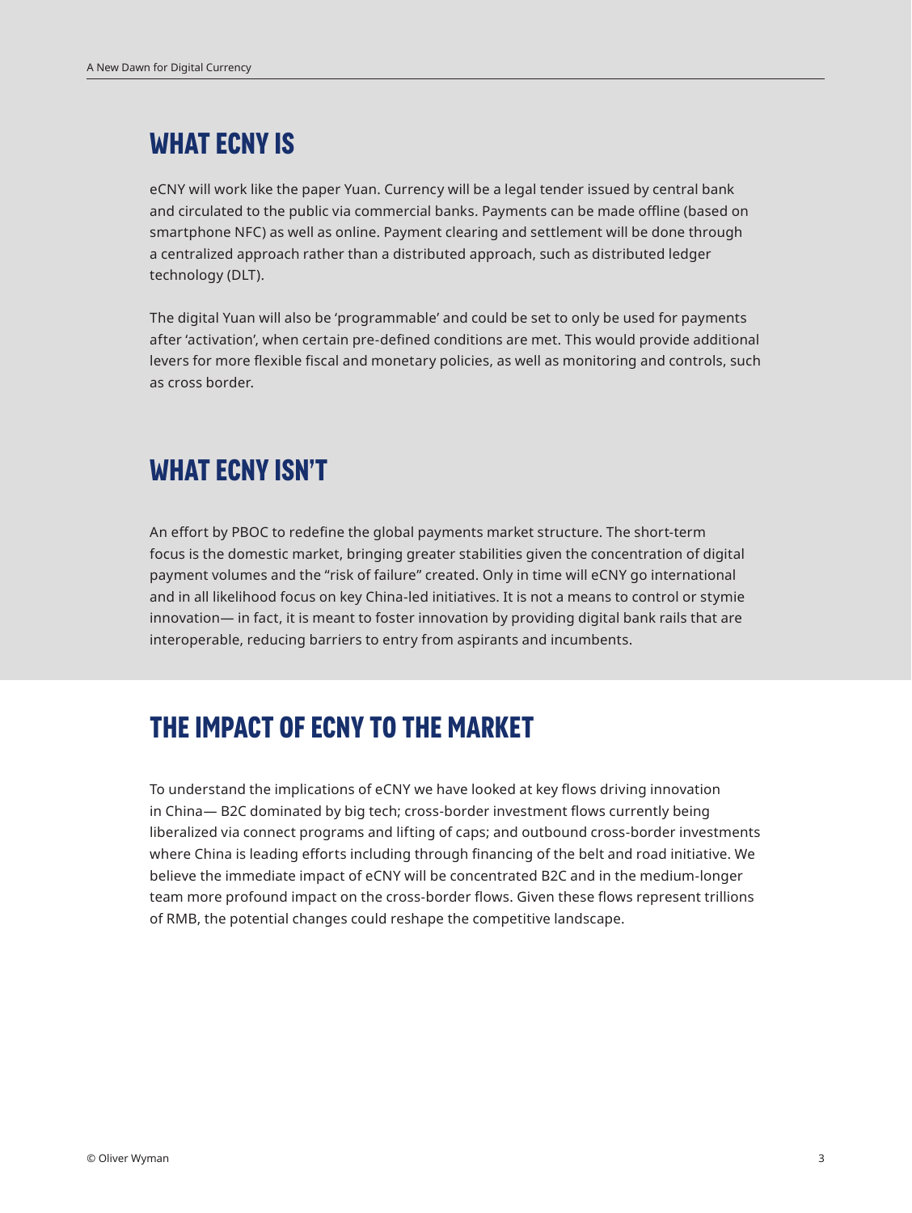## WHAT ECNY IS

eCNY will work like the paper Yuan. Currency will be a legal tender issued by central bank and circulated to the public via commercial banks. Payments can be made offline (based on smartphone NFC) as well as online. Payment clearing and settlement will be done through a centralized approach rather than a distributed approach, such as distributed ledger technology (DLT).

The digital Yuan will also be 'programmable' and could be set to only be used for payments after 'activation', when certain pre-defined conditions are met. This would provide additional levers for more flexible fiscal and monetary policies, as well as monitoring and controls, such as cross border.

## WHAT ECNY ISN'T

An effort by PBOC to redefine the global payments market structure. The short-term focus is the domestic market, bringing greater stabilities given the concentration of digital payment volumes and the "risk of failure" created. Only in time will eCNY go international and in all likelihood focus on key China-led initiatives. It is not a means to control or stymie innovation— in fact, it is meant to foster innovation by providing digital bank rails that are interoperable, reducing barriers to entry from aspirants and incumbents.

## THE IMPACT OF ECNY TO THE MARKET

To understand the implications of eCNY we have looked at key flows driving innovation in China— B2C dominated by big tech; cross-border investment flows currently being liberalized via connect programs and lifting of caps; and outbound cross-border investments where China is leading efforts including through financing of the belt and road initiative. We believe the immediate impact of eCNY will be concentrated B2C and in the medium-longer team more profound impact on the cross-border flows. Given these flows represent trillions of RMB, the potential changes could reshape the competitive landscape.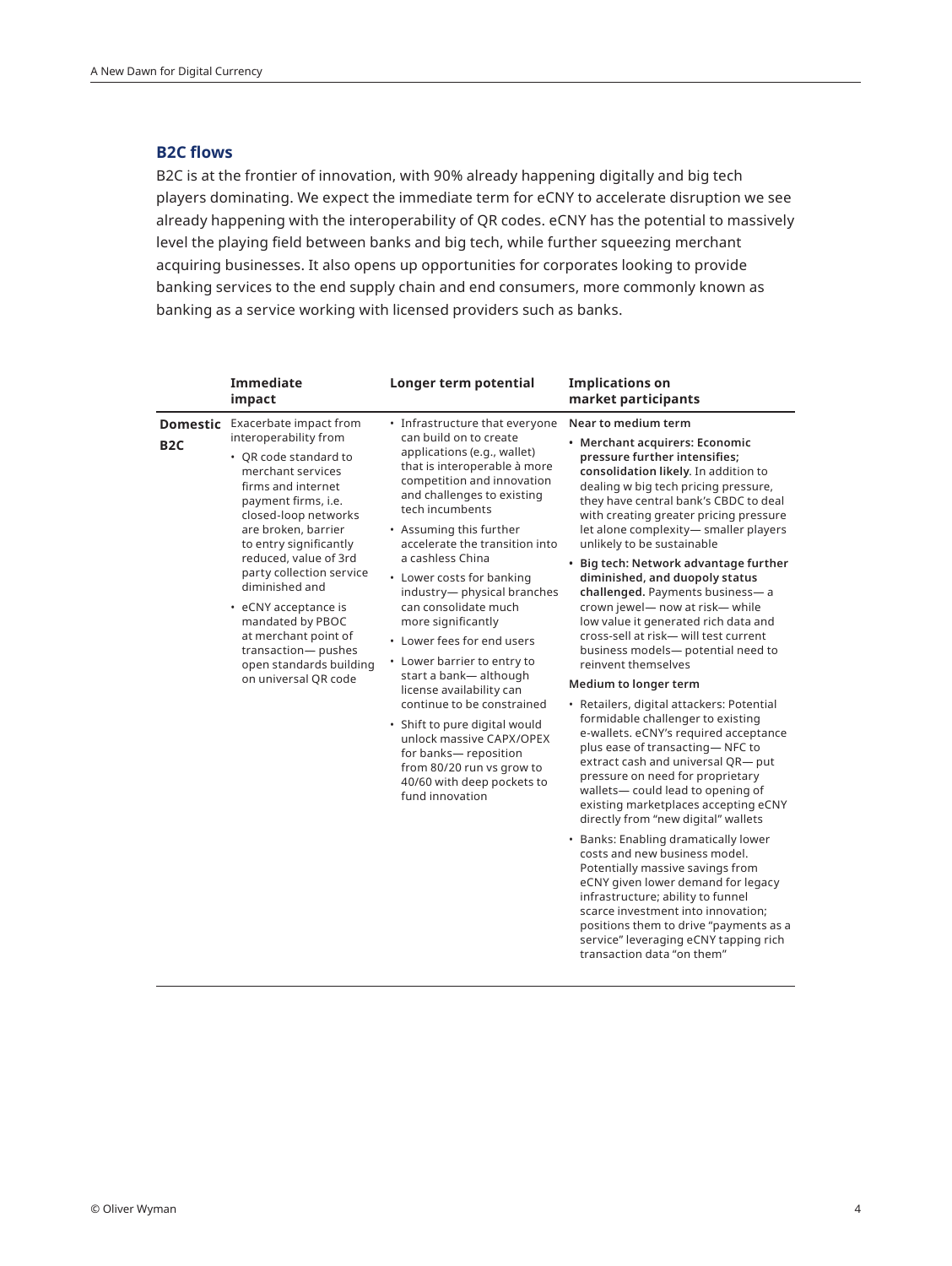## B2C flows

B2C is at the frontier of innovation, with 90% already happening digitally and big tech players dominating. We expect the immediate term for eCNY to accelerate disruption we see already happening with the interoperability of QR codes. eCNY has the potential to massively level the playing field between banks and big tech, while further squeezing merchant acquiring businesses. It also opens up opportunities for corporates looking to provide banking services to the end supply chain and end consumers, more commonly known as banking as a service working with licensed providers such as banks.

| | Immediate impact | Longer term potential | Implications on market participants |
|---|---|---|---|
| **Domestic B2C** | Exacerbate impact from interoperability from<br>• QR code standard to merchant services firms and internet payment firms, i.e. closed-loop networks are broken, barrier to entry significantly reduced, value of 3rd party collection service diminished and<br>• eCNY acceptance is mandated by PBOC at merchant point of transaction— pushes open standards building on universal QR code | • Infrastructure that everyone can build on to create applications (e.g., wallet) that is interoperable à more competition and innovation and challenges to existing tech incumbents<br>• Assuming this further accelerate the transition into a cashless China<br>• Lower costs for banking industry— physical branches can consolidate much more significantly<br>• Lower fees for end users<br>• Lower barrier to entry to start a bank— although license availability can continue to be constrained<br>• Shift to pure digital would unlock massive CAPX/OPEX for banks— reposition from 80/20 run vs grow to 40/60 with deep pockets to fund innovation | **Near to medium term**<br>• **Merchant acquirers: Economic pressure further intensifies; consolidation likely.** In addition to dealing w big tech pricing pressure, they have central bank's CBDC to deal with creating greater pricing pressure let alone complexity— smaller players unlikely to be sustainable<br>• **Big tech: Network advantage further diminished, and duopoly status challenged.** Payments business— a crown jewel— now at risk— while low value it generated rich data and cross-sell at risk— will test current business models— potential need to reinvent themselves<br>**Medium to longer term**<br>• Retailers, digital attackers: Potential formidable challenger to existing e-wallets. eCNY's required acceptance plus ease of transacting— NFC to extract cash and universal QR— put pressure on need for proprietary wallets— could lead to opening of existing marketplaces accepting eCNY directly from "new digital" wallets<br>• Banks: Enabling dramatically lower costs and new business model. Potentially massive savings from eCNY given lower demand for legacy infrastructure; ability to funnel scarce investment into innovation; positions them to drive "payments as a service" leveraging eCNY tapping rich transaction data "on them" |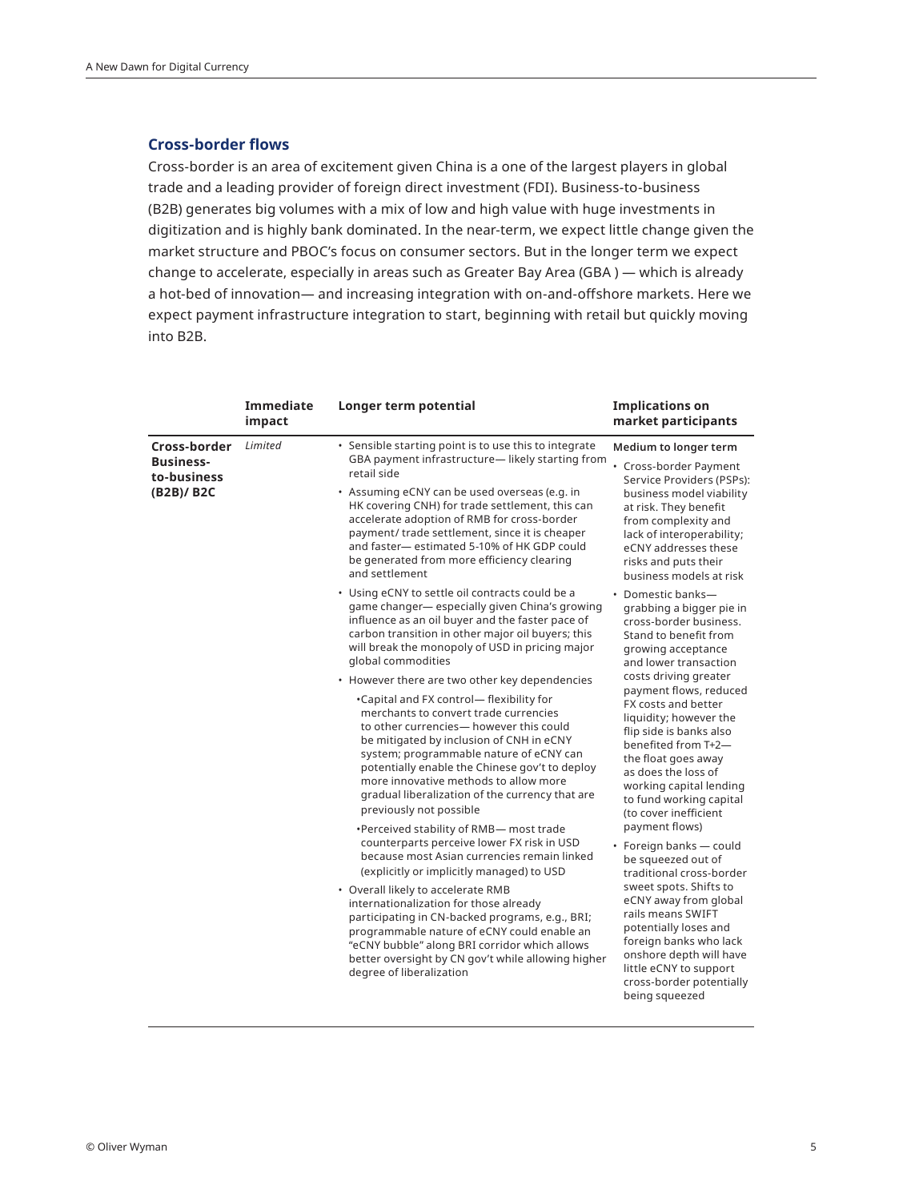## Cross-border flows

Cross-border is an area of excitement given China is a one of the largest players in global trade and a leading provider of foreign direct investment (FDI). Business-to-business (B2B) generates big volumes with a mix of low and high value with huge investments in digitization and is highly bank dominated. In the near-term, we expect little change given the market structure and PBOC's focus on consumer sectors. But in the longer term we expect change to accelerate, especially in areas such as Greater Bay Area (GBA ) — which is already a hot-bed of innovation— and increasing integration with on-and-offshore markets. Here we expect payment infrastructure integration to start, beginning with retail but quickly moving into B2B.

| | Immediate impact | Longer term potential | Implications on market participants |
|---|---|---|---|
| **Cross-border Business-to-business (B2B)/ B2C** | *Limited* | • Sensible starting point is to use this to integrate GBA payment infrastructure— likely starting from retail side<br>• Assuming eCNY can be used overseas (e.g. in HK covering CNH) for trade settlement, this can accelerate adoption of RMB for cross-border payment/ trade settlement, since it is cheaper and faster— estimated 5-10% of HK GDP could be generated from more efficiency clearing and settlement<br>• Using eCNY to settle oil contracts could be a game changer— especially given China's growing influence as an oil buyer and the faster pace of carbon transition in other major oil buyers; this will break the monopoly of USD in pricing major global commodities<br>• However there are two other key dependencies<br>&nbsp;&nbsp;•Capital and FX control— flexibility for merchants to convert trade currencies to other currencies— however this could be mitigated by inclusion of CNH in eCNY system; programmable nature of eCNY can potentially enable the Chinese gov't to deploy more innovative methods to allow more gradual liberalization of the currency that are previously not possible<br>&nbsp;&nbsp;•Perceived stability of RMB— most trade counterparts perceive lower FX risk in USD because most Asian currencies remain linked (explicitly or implicitly managed) to USD<br>• Overall likely to accelerate RMB internationalization for those already participating in CN-backed programs, e.g., BRI; programmable nature of eCNY could enable an "eCNY bubble" along BRI corridor which allows better oversight by CN gov't while allowing higher degree of liberalization | **Medium to longer term**<br>• Cross-border Payment Service Providers (PSPs): business model viability at risk. They benefit from complexity and lack of interoperability; eCNY addresses these risks and puts their business models at risk<br>• Domestic banks— grabbing a bigger pie in cross-border business. Stand to benefit from growing acceptance and lower transaction costs driving greater payment flows, reduced FX costs and better liquidity; however the flip side is banks also benefited from T+2— the float goes away as does the loss of working capital lending to fund working capital (to cover inefficient payment flows)<br>• Foreign banks — could be squeezed out of traditional cross-border sweet spots. Shifts to eCNY away from global rails means SWIFT potentially loses and foreign banks who lack onshore depth will have little eCNY to support cross-border potentially being squeezed |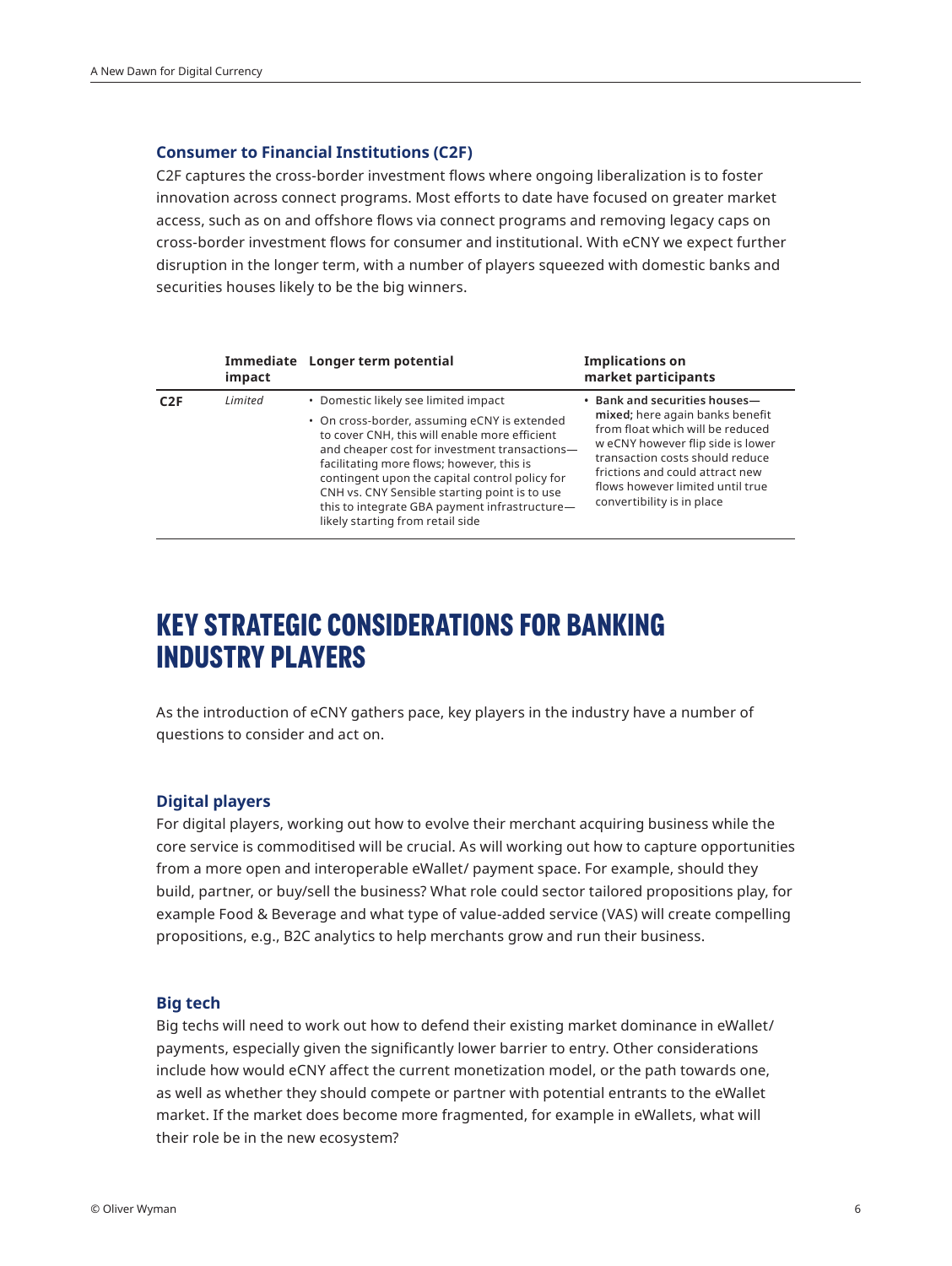### Consumer to Financial Institutions (C2F)

C2F captures the cross-border investment flows where ongoing liberalization is to foster innovation across connect programs. Most efforts to date have focused on greater market access, such as on and offshore flows via connect programs and removing legacy caps on cross-border investment flows for consumer and institutional. With eCNY we expect further disruption in the longer term, with a number of players squeezed with domestic banks and securities houses likely to be the big winners.

| | Immediate impact | Longer term potential | Implications on market participants |
|---|---|---|---|
| **C2F** | *Limited* | • Domestic likely see limited impact<br>• On cross-border, assuming eCNY is extended to cover CNH, this will enable more efficient and cheaper cost for investment transactions—facilitating more flows; however, this is contingent upon the capital control policy for CNH vs. CNY Sensible starting point is to use this to integrate GBA payment infrastructure—likely starting from retail side | • **Bank and securities houses—mixed;** here again banks benefit from float which will be reduced w eCNY however flip side is lower transaction costs should reduce frictions and could attract new flows however limited until true convertibility is in place |

## KEY STRATEGIC CONSIDERATIONS FOR BANKING INDUSTRY PLAYERS

As the introduction of eCNY gathers pace, key players in the industry have a number of questions to consider and act on.

### Digital players

For digital players, working out how to evolve their merchant acquiring business while the core service is commoditised will be crucial. As will working out how to capture opportunities from a more open and interoperable eWallet/ payment space. For example, should they build, partner, or buy/sell the business? What role could sector tailored propositions play, for example Food & Beverage and what type of value-added service (VAS) will create compelling propositions, e.g., B2C analytics to help merchants grow and run their business.

### Big tech

Big techs will need to work out how to defend their existing market dominance in eWallet/ payments, especially given the significantly lower barrier to entry. Other considerations include how would eCNY affect the current monetization model, or the path towards one, as well as whether they should compete or partner with potential entrants to the eWallet market. If the market does become more fragmented, for example in eWallets, what will their role be in the new ecosystem?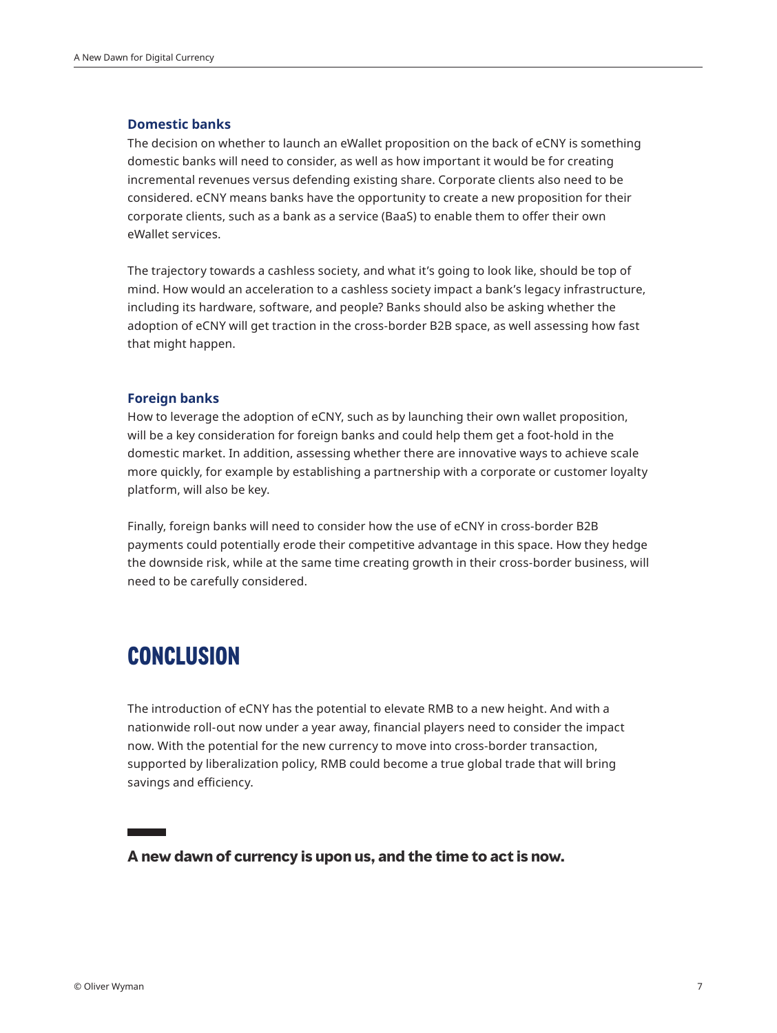### Domestic banks

The decision on whether to launch an eWallet proposition on the back of eCNY is something domestic banks will need to consider, as well as how important it would be for creating incremental revenues versus defending existing share. Corporate clients also need to be considered. eCNY means banks have the opportunity to create a new proposition for their corporate clients, such as a bank as a service (BaaS) to enable them to offer their own eWallet services.

The trajectory towards a cashless society, and what it's going to look like, should be top of mind. How would an acceleration to a cashless society impact a bank's legacy infrastructure, including its hardware, software, and people? Banks should also be asking whether the adoption of eCNY will get traction in the cross-border B2B space, as well assessing how fast that might happen.

### Foreign banks

How to leverage the adoption of eCNY, such as by launching their own wallet proposition, will be a key consideration for foreign banks and could help them get a foot-hold in the domestic market. In addition, assessing whether there are innovative ways to achieve scale more quickly, for example by establishing a partnership with a corporate or customer loyalty platform, will also be key.

Finally, foreign banks will need to consider how the use of eCNY in cross-border B2B payments could potentially erode their competitive advantage in this space. How they hedge the downside risk, while at the same time creating growth in their cross-border business, will need to be carefully considered.

## CONCLUSION

The introduction of eCNY has the potential to elevate RMB to a new height. And with a nationwide roll-out now under a year away, financial players need to consider the impact now. With the potential for the new currency to move into cross-border transaction, supported by liberalization policy, RMB could become a true global trade that will bring savings and efficiency.

**A new dawn of currency is upon us, and the time to act is now.**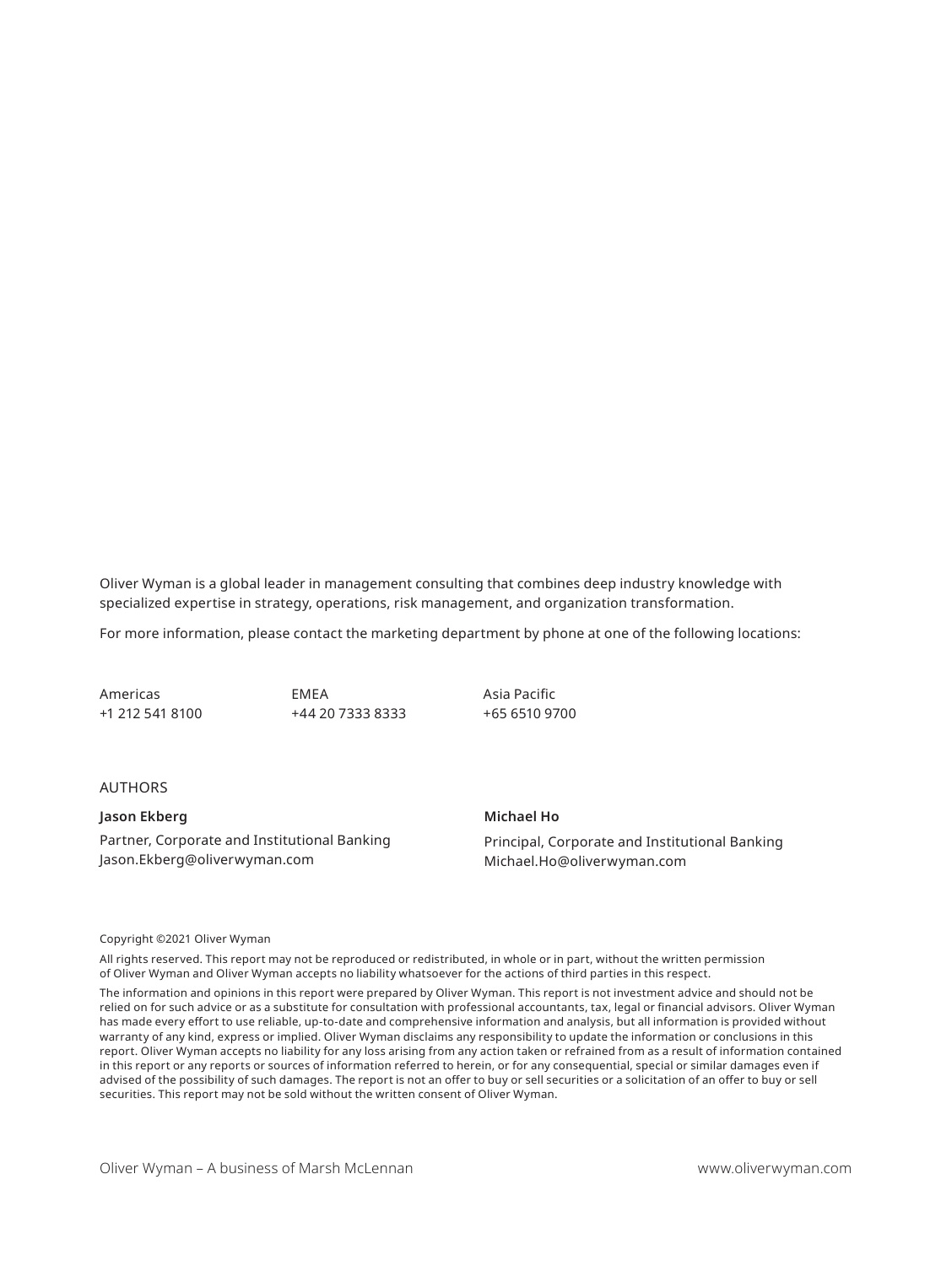Oliver Wyman is a global leader in management consulting that combines deep industry knowledge with specialized expertise in strategy, operations, risk management, and organization transformation.

For more information, please contact the marketing department by phone at one of the following locations:

| | | |
|---|---|---|
| Americas | EMEA | Asia Pacific |
| +1 212 541 8100 | +44 20 7333 8333 | +65 6510 9700 |

AUTHORS

**Jason Ekberg**

Partner, Corporate and Institutional Banking
Jason.Ekberg@oliverwyman.com

**Michael Ho**

Principal, Corporate and Institutional Banking
Michael.Ho@oliverwyman.com

Copyright ©2021 Oliver Wyman

All rights reserved. This report may not be reproduced or redistributed, in whole or in part, without the written permission of Oliver Wyman and Oliver Wyman accepts no liability whatsoever for the actions of third parties in this respect.

The information and opinions in this report were prepared by Oliver Wyman. This report is not investment advice and should not be relied on for such advice or as a substitute for consultation with professional accountants, tax, legal or financial advisors. Oliver Wyman has made every effort to use reliable, up-to-date and comprehensive information and analysis, but all information is provided without warranty of any kind, express or implied. Oliver Wyman disclaims any responsibility to update the information or conclusions in this report. Oliver Wyman accepts no liability for any loss arising from any action taken or refrained from as a result of information contained in this report or any reports or sources of information referred to herein, or for any consequential, special or similar damages even if advised of the possibility of such damages. The report is not an offer to buy or sell securities or a solicitation of an offer to buy or sell securities. This report may not be sold without the written consent of Oliver Wyman.

Oliver Wyman – A business of Marsh McLennan

www.oliverwyman.com